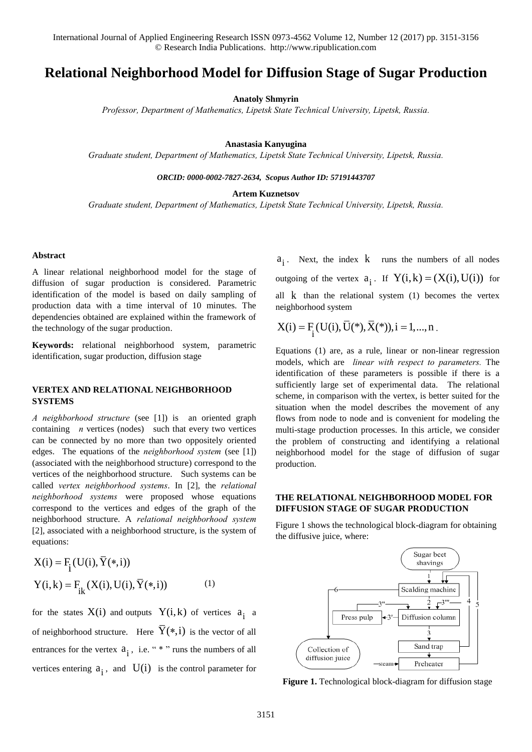# Relational Neighborhood Model for Diffusion Stage of Sugar Production

**Anatoly Shmyrin**

*Professor, Department of Mathematics, Lipetsk State Technical University, Lipetsk, Russia.*

**Anastasia Kanyugina**

*Graduate student, Department of Mathematics, Lipetsk State Technical University, Lipetsk, Russia.*

***ORCID: 0000-0002-7827-2634, Scopus Author ID: 57191443707***

**Artem Kuznetsov**

*Graduate student, Department of Mathematics, Lipetsk State Technical University, Lipetsk, Russia.*

### Abstract

A linear relational neighborhood model for the stage of diffusion of sugar production is considered. Parametric identification of the model is based on daily sampling of production data with a time interval of 10 minutes. The dependencies obtained are explained within the framework of the technology of the sugar production.

**Keywords:** relational neighborhood system, parametric identification, sugar production, diffusion stage

## VERTEX AND RELATIONAL NEIGHBORHOOD SYSTEMS

*A neighborhood structure* (see [1]) is an oriented graph containing *n* vertices (nodes) such that every two vertices can be connected by no more than two oppositely oriented edges. The equations of the *neighborhood system* (see [1]) (associated with the neighborhood structure) correspond to the vertices of the neighborhood structure. Such systems can be called *vertex neighborhood systems*. In [2], the *relational neighborhood systems* were proposed whose equations correspond to the vertices and edges of the graph of the neighborhood structure. A *relational neighborhood system* [2], associated with a neighborhood structure, is the system of equations:

$$X(i) = F_i(U(i), \bar{Y}(*,i))$$

$$Y(i,k) = F_{ik}(X(i), U(i), \bar{Y}(*,i)) \qquad (1)$$

for the states $X(i)$ and outputs $Y(i,k)$ of vertices $a_i$ a of neighborhood structure. Here $\bar{Y}(*,i)$ is the vector of all entrances for the vertex $a_i$, i.e. " * " runs the numbers of all vertices entering $a_i$, and $U(i)$ is the control parameter for $a_i$. Next, the index $k$ runs the numbers of all nodes outgoing of the vertex $a_i$. If $Y(i,k) = (X(i), U(i))$ for all $k$ than the relational system (1) becomes the vertex neighborhood system

$$X(i) = F_i(U(i), \bar{U}(*), \bar{X}(*)), i = 1, ..., n.$$

Equations (1) are, as a rule, linear or non-linear regression models, which are *linear with respect to parameters.* The identification of these parameters is possible if there is a sufficiently large set of experimental data. The relational scheme, in comparison with the vertex, is better suited for the situation when the model describes the movement of any flows from node to node and is convenient for modeling the multi-stage production processes. In this article, we consider the problem of constructing and identifying a relational neighborhood model for the stage of diffusion of sugar production.

## THE RELATIONAL NEIGHBORHOOD MODEL FOR DIFFUSION STAGE OF SUGAR PRODUCTION

Figure 1 shows the technological block-diagram for obtaining the diffusive juice, where:

**Figure 1.** Technological block-diagram for diffusion stage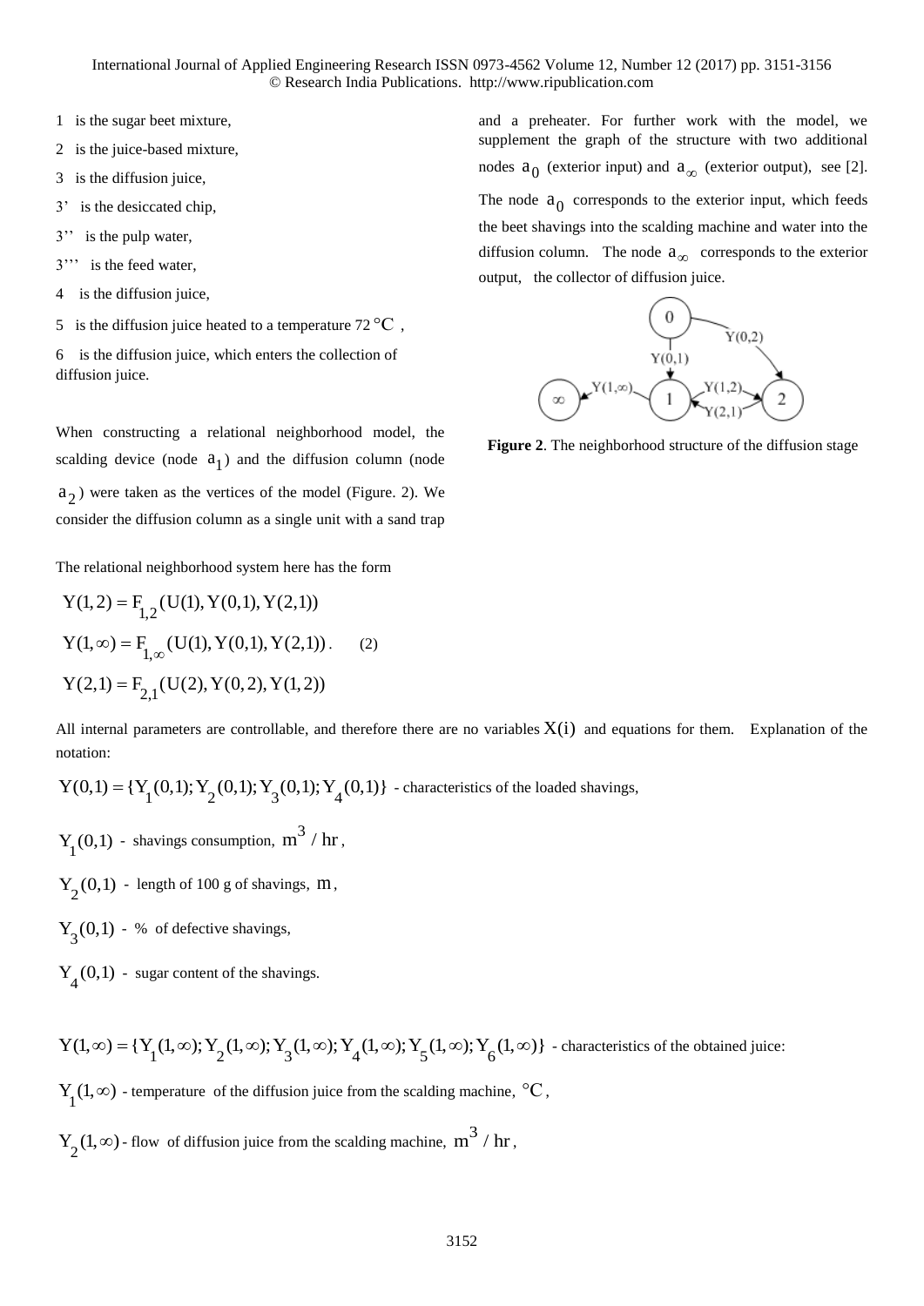1 is the sugar beet mixture,

2 is the juice-based mixture,

3 is the diffusion juice,

3' is the desiccated chip,

3'' is the pulp water,

3''' is the feed water,

4 is the diffusion juice,

5 is the diffusion juice heated to a temperature 72 °C ,

6 is the diffusion juice, which enters the collection of diffusion juice.

When constructing a relational neighborhood model, the scalding device (node $a_1$) and the diffusion column (node $a_2$) were taken as the vertices of the model (Figure. 2). We consider the diffusion column as a single unit with a sand trap and a preheater. For further work with the model, we supplement the graph of the structure with two additional nodes $a_0$ (exterior input) and $a_\infty$ (exterior output), see [2]. The node $a_0$ corresponds to the exterior input, which feeds the beet shavings into the scalding machine and water into the diffusion column. The node $a_\infty$ corresponds to the exterior output, the collector of diffusion juice.

**Figure 2**. The neighborhood structure of the diffusion stage

The relational neighborhood system here has the form

$$
\begin{aligned}
Y(1,2) &= F_{1,2}(U(1), Y(0,1), Y(2,1)) \\
Y(1,\infty) &= F_{1,\infty}(U(1), Y(0,1), Y(2,1)). \qquad (2) \\
Y(2,1) &= F_{2,1}(U(2), Y(0,2), Y(1,2))
\end{aligned}
$$

All internal parameters are controllable, and therefore there are no variables $X(i)$ and equations for them. Explanation of the notation:

$Y(0,1) = \{Y_1(0,1); Y_2(0,1); Y_3(0,1); Y_4(0,1)\}$ - characteristics of the loaded shavings,

$Y_1(0,1)$ - shavings consumption, $m^3 / hr$,

$Y_2(0,1)$ - length of 100 g of shavings, $m$,

$Y_3(0,1)$ - % of defective shavings,

$Y_4(0,1)$ - sugar content of the shavings.

$Y(1,\infty) = \{Y_1(1,\infty); Y_2(1,\infty); Y_3(1,\infty); Y_4(1,\infty); Y_5(1,\infty); Y_6(1,\infty)\}$ - characteristics of the obtained juice:

$Y_1(1,\infty)$ - temperature of the diffusion juice from the scalding machine, °C,

$Y_2(1,\infty)$ - flow of diffusion juice from the scalding machine, $m^3 / hr$,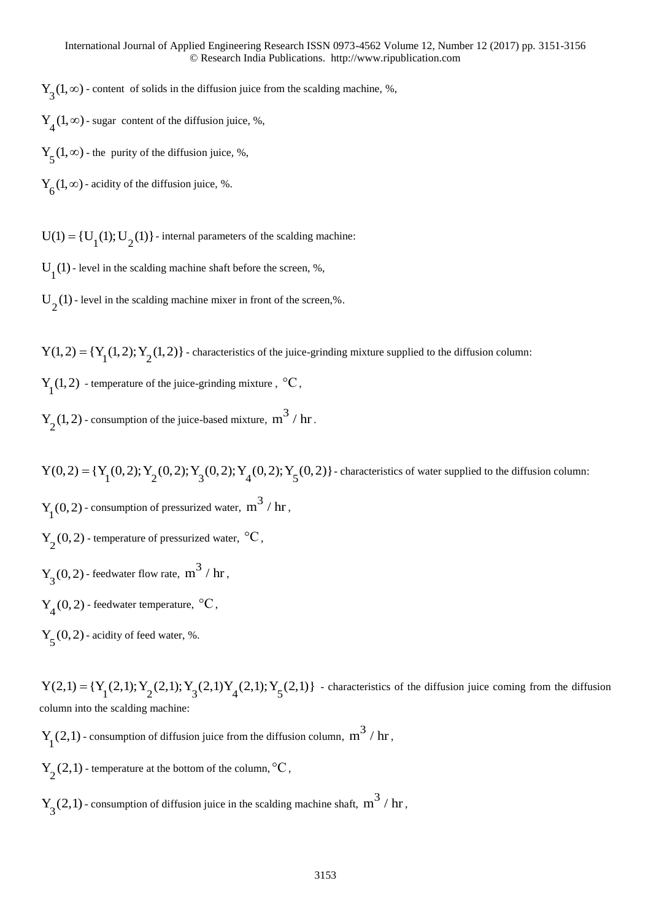$Y_3(1,\infty)$ - content of solids in the diffusion juice from the scalding machine, %,

$Y_4(1,\infty)$ - sugar content of the diffusion juice, %,

$Y_5(1,\infty)$ - the purity of the diffusion juice, %,

$Y_6(1,\infty)$ - acidity of the diffusion juice, %.

$U(1) = \{U_1(1); U_2(1)\}$ - internal parameters of the scalding machine:

$U_1(1)$ - level in the scalding machine shaft before the screen, %,

$U_2(1)$ - level in the scalding machine mixer in front of the screen,%.

$Y(1,2) = \{Y_1(1,2); Y_2(1,2)\}$ - characteristics of the juice-grinding mixture supplied to the diffusion column:

$Y_1(1,2)$ - temperature of the juice-grinding mixture , $^{\circ}C$,

$Y_2(1,2)$ - consumption of the juice-based mixture, $m^3 / hr$.

$Y(0,2) = \{Y_1(0,2); Y_2(0,2); Y_3(0,2); Y_4(0,2); Y_5(0,2)\}$ - characteristics of water supplied to the diffusion column:

$Y_1(0,2)$ - consumption of pressurized water, $m^3 / hr$,

$Y_2(0,2)$ - temperature of pressurized water, $^{\circ}C$,

$Y_3(0,2)$ - feedwater flow rate, $m^3 / hr$,

$Y_4(0,2)$ - feedwater temperature, $^{\circ}C$,

$Y_5(0,2)$ - acidity of feed water, %.

$Y(2,1) = \{Y_1(2,1); Y_2(2,1); Y_3(2,1) Y_4(2,1); Y_5(2,1)\}$ - characteristics of the diffusion juice coming from the diffusion column into the scalding machine:

$Y_1(2,1)$ - consumption of diffusion juice from the diffusion column, $m^3 / hr$,

$Y_2(2,1)$ - temperature at the bottom of the column, $^{\circ}C$,

$Y_3(2,1)$ - consumption of diffusion juice in the scalding machine shaft, $m^3 / hr$,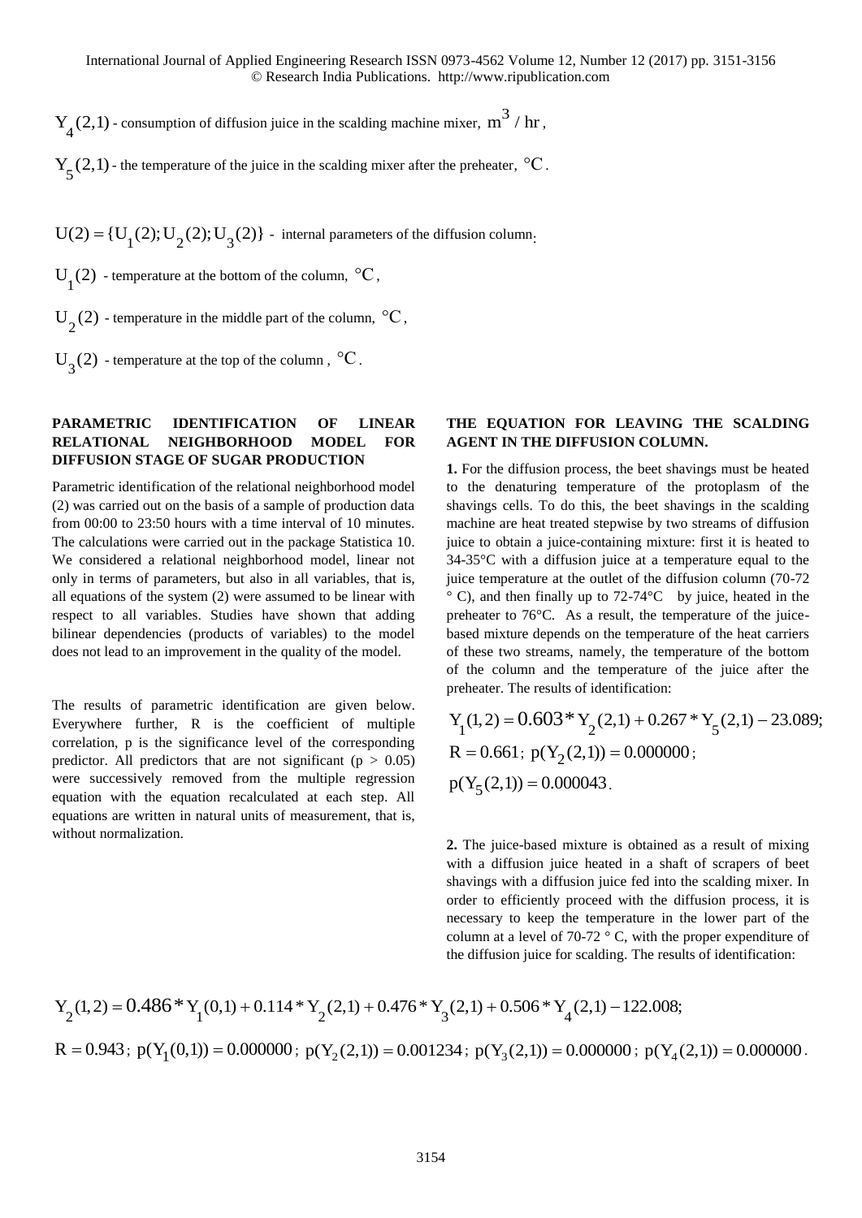$Y_4(2,1)$ - consumption of diffusion juice in the scalding machine mixer, $m^3 / hr$,

$Y_5(2,1)$ - the temperature of the juice in the scalding mixer after the preheater, $°C$.

$U(2) = \{U_1(2); U_2(2); U_3(2)\}$ - internal parameters of the diffusion column:

$U_1(2)$ - temperature at the bottom of the column, $°C$,

$U_2(2)$ - temperature in the middle part of the column, $°C$,

$U_3(2)$ - temperature at the top of the column, $°C$.

## PARAMETRIC IDENTIFICATION OF LINEAR RELATIONAL NEIGHBORHOOD MODEL FOR DIFFUSION STAGE OF SUGAR PRODUCTION

Parametric identification of the relational neighborhood model (2) was carried out on the basis of a sample of production data from 00:00 to 23:50 hours with a time interval of 10 minutes. The calculations were carried out in the package Statistica 10. We considered a relational neighborhood model, linear not only in terms of parameters, but also in all variables, that is, all equations of the system (2) were assumed to be linear with respect to all variables. Studies have shown that adding bilinear dependencies (products of variables) to the model does not lead to an improvement in the quality of the model.

The results of parametric identification are given below. Everywhere further, R is the coefficient of multiple correlation, p is the significance level of the corresponding predictor. All predictors that are not significant ($p > 0.05$) were successively removed from the multiple regression equation with the equation recalculated at each step. All equations are written in natural units of measurement, that is, without normalization.

## THE EQUATION FOR LEAVING THE SCALDING AGENT IN THE DIFFUSION COLUMN.

**1.** For the diffusion process, the beet shavings must be heated to the denaturing temperature of the protoplasm of the shavings cells. To do this, the beet shavings in the scalding machine are heat treated stepwise by two streams of diffusion juice to obtain a juice-containing mixture: first it is heated to 34-35°C with a diffusion juice at a temperature equal to the juice temperature at the outlet of the diffusion column (70-72 ° C), and then finally up to 72-74°C by juice, heated in the preheater to 76°C. As a result, the temperature of the juice-based mixture depends on the temperature of the heat carriers of these two streams, namely, the temperature of the bottom of the column and the temperature of the juice after the preheater. The results of identification:

$$Y_1(1,2) = 0.603 * Y_2(2,1) + 0.267 * Y_5(2,1) - 23.089;$$

$R = 0.661$; $p(Y_2(2,1)) = 0.000000$;

$p(Y_5(2,1)) = 0.000043$.

**2.** The juice-based mixture is obtained as a result of mixing with a diffusion juice heated in a shaft of scrapers of beet shavings with a diffusion juice fed into the scalding mixer. In order to efficiently proceed with the diffusion process, it is necessary to keep the temperature in the lower part of the column at a level of 70-72 ° C, with the proper expenditure of the diffusion juice for scalding. The results of identification:

$$Y_2(1,2) = 0.486 * Y_1(0,1) + 0.114 * Y_2(2,1) + 0.476 * Y_3(2,1) + 0.506 * Y_4(2,1) - 122.008;$$

$R = 0.943$; $p(Y_1(0,1)) = 0.000000$; $p(Y_2(2,1)) = 0.001234$; $p(Y_3(2,1)) = 0.000000$; $p(Y_4(2,1)) = 0.000000$.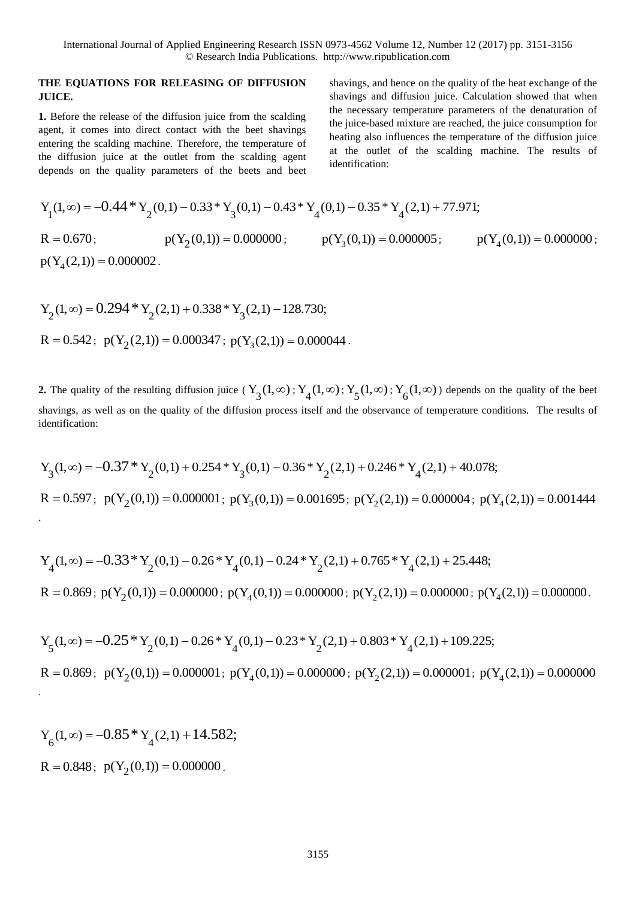**THE EQUATIONS FOR RELEASING OF DIFFUSION JUICE.**

**1.** Before the release of the diffusion juice from the scalding agent, it comes into direct contact with the beet shavings entering the scalding machine. Therefore, the temperature of the diffusion juice at the outlet from the scalding agent depends on the quality parameters of the beets and beet shavings, and hence on the quality of the heat exchange of the shavings and diffusion juice. Calculation showed that when the necessary temperature parameters of the denaturation of the juice-based mixture are reached, the juice consumption for heating also influences the temperature of the diffusion juice at the outlet of the scalding machine. The results of identification:

$$Y_1(1,\infty) = -0.44 * Y_2(0,1) - 0.33 * Y_3(0,1) - 0.43 * Y_4(0,1) - 0.35 * Y_4(2,1) + 77.971;$$

$R = 0.670$; $p(Y_2(0,1)) = 0.000000$; $p(Y_3(0,1)) = 0.000005$; $p(Y_4(0,1)) = 0.000000$; $p(Y_4(2,1)) = 0.000002$.

$$Y_2(1,\infty) = 0.294 * Y_2(2,1) + 0.338 * Y_3(2,1) - 128.730;$$

$R = 0.542$; $p(Y_2(2,1)) = 0.000347$; $p(Y_3(2,1)) = 0.000044$.

**2.** The quality of the resulting diffusion juice ($Y_3(1,\infty)$; $Y_4(1,\infty)$; $Y_5(1,\infty)$; $Y_6(1,\infty)$) depends on the quality of the beet shavings, as well as on the quality of the diffusion process itself and the observance of temperature conditions. The results of identification:

$$Y_3(1,\infty) = -0.37 * Y_2(0,1) + 0.254 * Y_3(0,1) - 0.36 * Y_2(2,1) + 0.246 * Y_4(2,1) + 40.078;$$

$R = 0.597$; $p(Y_2(0,1)) = 0.000001$; $p(Y_3(0,1)) = 0.001695$; $p(Y_2(2,1)) = 0.000004$; $p(Y_4(2,1)) = 0.001444$.

$$Y_4(1,\infty) = -0.33 * Y_2(0,1) - 0.26 * Y_4(0,1) - 0.24 * Y_2(2,1) + 0.765 * Y_4(2,1) + 25.448;$$

$R = 0.869$; $p(Y_2(0,1)) = 0.000000$; $p(Y_4(0,1)) = 0.000000$; $p(Y_2(2,1)) = 0.000000$; $p(Y_4(2,1)) = 0.000000$.

$$Y_5(1,\infty) = -0.25 * Y_2(0,1) - 0.26 * Y_4(0,1) - 0.23 * Y_2(2,1) + 0.803 * Y_4(2,1) + 109.225;$$

$R = 0.869$; $p(Y_2(0,1)) = 0.000001$; $p(Y_4(0,1)) = 0.000000$; $p(Y_2(2,1)) = 0.000001$; $p(Y_4(2,1)) = 0.000000$.

$$Y_6(1,\infty) = -0.85 * Y_4(2,1) + 14.582;$$

$R = 0.848$; $p(Y_2(0,1)) = 0.000000$.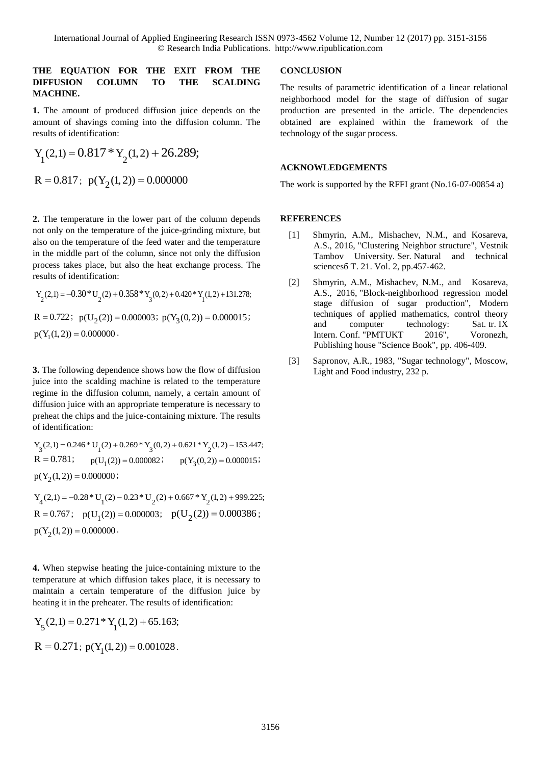### THE EQUATION FOR THE EXIT FROM THE DIFFUSION COLUMN TO THE SCALDING MACHINE.

**1.** The amount of produced diffusion juice depends on the amount of shavings coming into the diffusion column. The results of identification:

$$Y_1(2,1) = 0.817 * Y_2(1,2) + 26.289;$$

$$R = 0.817; \; p(Y_2(1,2)) = 0.000000$$

**2.** The temperature in the lower part of the column depends not only on the temperature of the juice-grinding mixture, but also on the temperature of the feed water and the temperature in the middle part of the column, since not only the diffusion process takes place, but also the heat exchange process. The results of identification:

$$Y_2(2,1) = -0.30 * U_2(2) + 0.358 * Y_3(0,2) + 0.420 * Y_1(1,2) + 131.278;$$

$$R = 0.722; \; p(U_2(2)) = 0.000003; \; p(Y_3(0,2)) = 0.000015;$$

$$p(Y_1(1,2)) = 0.000000.$$

**3.** The following dependence shows how the flow of diffusion juice into the scalding machine is related to the temperature regime in the diffusion column, namely, a certain amount of diffusion juice with an appropriate temperature is necessary to preheat the chips and the juice-containing mixture. The results of identification:

$$Y_3(2,1) = 0.246 * U_1(2) + 0.269 * Y_3(0,2) + 0.621 * Y_2(1,2) - 153.447;$$

$$R = 0.781; \quad p(U_1(2)) = 0.000082; \quad p(Y_3(0,2)) = 0.000015;$$

$$p(Y_2(1,2)) = 0.000000;$$

$$Y_4(2,1) = -0.28 * U_1(2) - 0.23 * U_2(2) + 0.667 * Y_2(1,2) + 999.225;$$

$$R = 0.767; \; p(U_1(2)) = 0.000003; \; p(U_2(2)) = 0.000386;$$

$$p(Y_2(1,2)) = 0.000000.$$

**4.** When stepwise heating the juice-containing mixture to the temperature at which diffusion takes place, it is necessary to maintain a certain temperature of the diffusion juice by heating it in the preheater. The results of identification:

$$Y_5(2,1) = 0.271 * Y_1(1,2) + 65.163;$$

$$R = 0.271; \; p(Y_1(1,2)) = 0.001028.$$

## CONCLUSION

The results of parametric identification of a linear relational neighborhood model for the stage of diffusion of sugar production are presented in the article. The dependencies obtained are explained within the framework of the technology of the sugar process.

## ACKNOWLEDGEMENTS

The work is supported by the RFFI grant (No.16-07-00854 a)

## REFERENCES

[1] Shmyrin, A.M., Mishachev, N.M., and Kosareva, A.S., 2016, "Clustering Neighbor structure", Vestnik Tambov University. Ser. Natural and technical sciencesб T. 21. Vol. 2, pp.457-462.

[2] Shmyrin, A.M., Mishachev, N.M., and Kosareva, A.S., 2016, "Block-neighborhood regression model stage diffusion of sugar production", Modern techniques of applied mathematics, control theory and computer technology: Sat. tr. IX Intern. Conf. "PMTUKT 2016", Voronezh, Publishing house "Science Book", pp. 406-409.

[3] Sapronov, A.R., 1983, "Sugar technology", Moscow, Light and Food industry, 232 p.